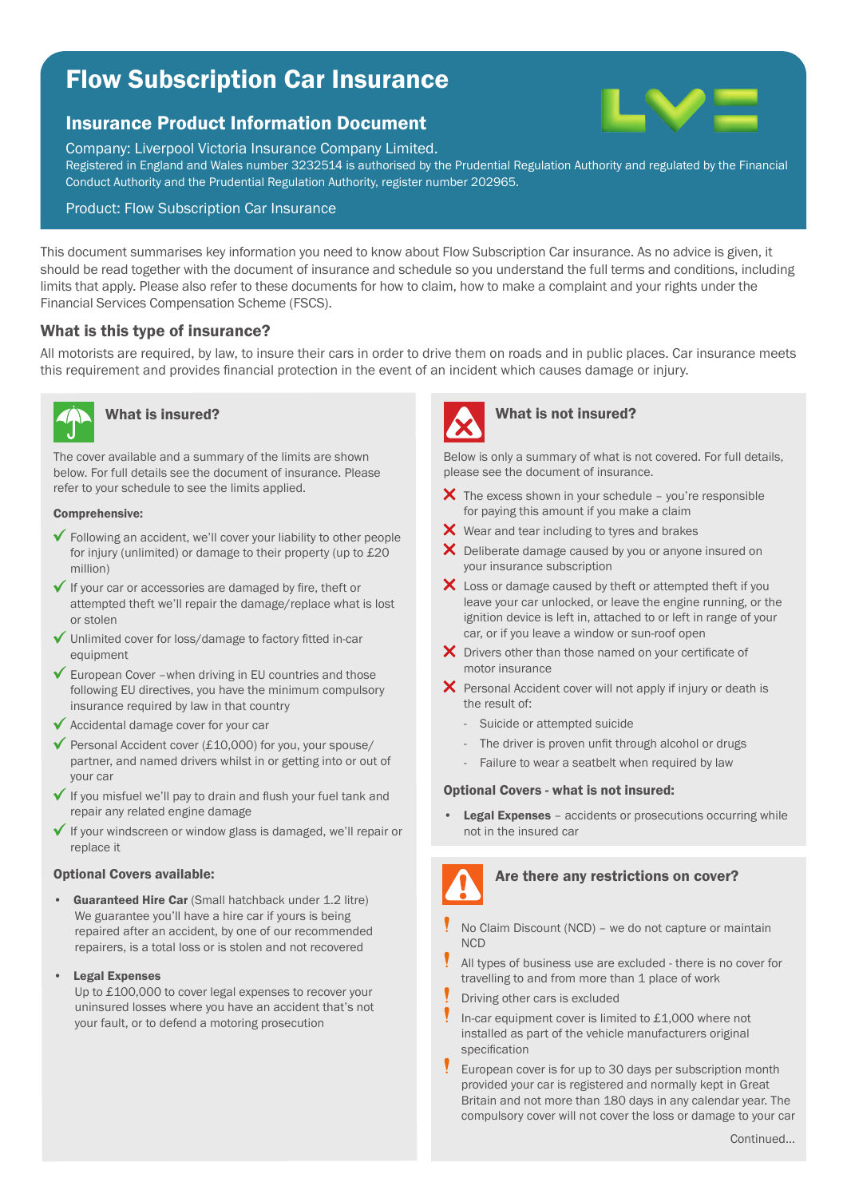# Flow Subscription Car Insurance

## Insurance Product Information Document

Company: Liverpool Victoria Insurance Company Limited.
Registered in England and Wales number 3232514 is authorised by the Prudential Regulation Authority and regulated by the Financial Conduct Authority and the Prudential Regulation Authority, register number 202965.

Product: Flow Subscription Car Insurance

This document summarises key information you need to know about Flow Subscription Car insurance. As no advice is given, it should be read together with the document of insurance and schedule so you understand the full terms and conditions, including limits that apply. Please also refer to these documents for how to claim, how to make a complaint and your rights under the Financial Services Compensation Scheme (FSCS).

### What is this type of insurance?

All motorists are required, by law, to insure their cars in order to drive them on roads and in public places. Car insurance meets this requirement and provides financial protection in the event of an incident which causes damage or injury.

### What is insured?

The cover available and a summary of the limits are shown below. For full details see the document of insurance. Please refer to your schedule to see the limits applied.

**Comprehensive:**

- ✓ Following an accident, we'll cover your liability to other people for injury (unlimited) or damage to their property (up to £20 million)
- ✓ If your car or accessories are damaged by fire, theft or attempted theft we'll repair the damage/replace what is lost or stolen
- ✓ Unlimited cover for loss/damage to factory fitted in-car equipment
- ✓ European Cover –when driving in EU countries and those following EU directives, you have the minimum compulsory insurance required by law in that country
- ✓ Accidental damage cover for your car
- ✓ Personal Accident cover (£10,000) for you, your spouse/ partner, and named drivers whilst in or getting into or out of your car
- ✓ If you misfuel we'll pay to drain and flush your fuel tank and repair any related engine damage
- ✓ If your windscreen or window glass is damaged, we'll repair or replace it

**Optional Covers available:**

- **Guaranteed Hire Car** (Small hatchback under 1.2 litre)
  We guarantee you'll have a hire car if yours is being repaired after an accident, by one of our recommended repairers, is a total loss or is stolen and not recovered
- **Legal Expenses**
  Up to £100,000 to cover legal expenses to recover your uninsured losses where you have an accident that's not your fault, or to defend a motoring prosecution

### What is not insured?

Below is only a summary of what is not covered. For full details, please see the document of insurance.

- ✗ The excess shown in your schedule – you're responsible for paying this amount if you make a claim
- ✗ Wear and tear including to tyres and brakes
- ✗ Deliberate damage caused by you or anyone insured on your insurance subscription
- ✗ Loss or damage caused by theft or attempted theft if you leave your car unlocked, or leave the engine running, or the ignition device is left in, attached to or left in range of your car, or if you leave a window or sun-roof open
- ✗ Drivers other than those named on your certificate of motor insurance
- ✗ Personal Accident cover will not apply if injury or death is the result of:
  - Suicide or attempted suicide
  - The driver is proven unfit through alcohol or drugs
  - Failure to wear a seatbelt when required by law

**Optional Covers - what is not insured:**

- **Legal Expenses** – accidents or prosecutions occurring while not in the insured car

### Are there any restrictions on cover?

- ! No Claim Discount (NCD) – we do not capture or maintain NCD
- ! All types of business use are excluded - there is no cover for travelling to and from more than 1 place of work
- ! Driving other cars is excluded
- ! In-car equipment cover is limited to £1,000 where not installed as part of the vehicle manufacturers original specification
- ! European cover is for up to 30 days per subscription month provided your car is registered and normally kept in Great Britain and not more than 180 days in any calendar year. The compulsory cover will not cover the loss or damage to your car

Continued...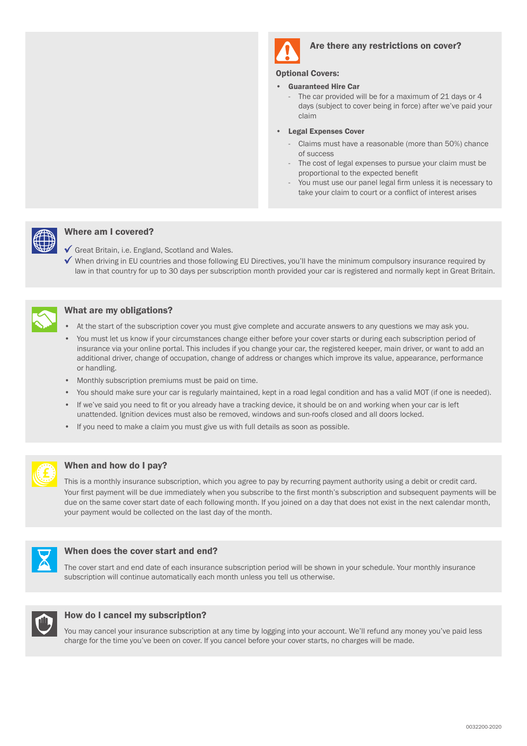## Are there any restrictions on cover?

**Optional Covers:**

- **Guaranteed Hire Car**
  - The car provided will be for a maximum of 21 days or 4 days (subject to cover being in force) after we've paid your claim
- **Legal Expenses Cover**
  - Claims must have a reasonable (more than 50%) chance of success
  - The cost of legal expenses to pursue your claim must be proportional to the expected benefit
  - You must use our panel legal firm unless it is necessary to take your claim to court or a conflict of interest arises

## Where am I covered?

- ✓ Great Britain, i.e. England, Scotland and Wales.
- ✓ When driving in EU countries and those following EU Directives, you'll have the minimum compulsory insurance required by law in that country for up to 30 days per subscription month provided your car is registered and normally kept in Great Britain.

## What are my obligations?

- At the start of the subscription cover you must give complete and accurate answers to any questions we may ask you.
- You must let us know if your circumstances change either before your cover starts or during each subscription period of insurance via your online portal. This includes if you change your car, the registered keeper, main driver, or want to add an additional driver, change of occupation, change of address or changes which improve its value, appearance, performance or handling.
- Monthly subscription premiums must be paid on time.
- You should make sure your car is regularly maintained, kept in a road legal condition and has a valid MOT (if one is needed).
- If we've said you need to fit or you already have a tracking device, it should be on and working when your car is left unattended. Ignition devices must also be removed, windows and sun-roofs closed and all doors locked.
- If you need to make a claim you must give us with full details as soon as possible.

## When and how do I pay?

This is a monthly insurance subscription, which you agree to pay by recurring payment authority using a debit or credit card. Your first payment will be due immediately when you subscribe to the first month's subscription and subsequent payments will be due on the same cover start date of each following month. If you joined on a day that does not exist in the next calendar month, your payment would be collected on the last day of the month.

## When does the cover start and end?

The cover start and end date of each insurance subscription period will be shown in your schedule. Your monthly insurance subscription will continue automatically each month unless you tell us otherwise.

## How do I cancel my subscription?

You may cancel your insurance subscription at any time by logging into your account. We'll refund any money you've paid less charge for the time you've been on cover. If you cancel before your cover starts, no charges will be made.

0032200-2020